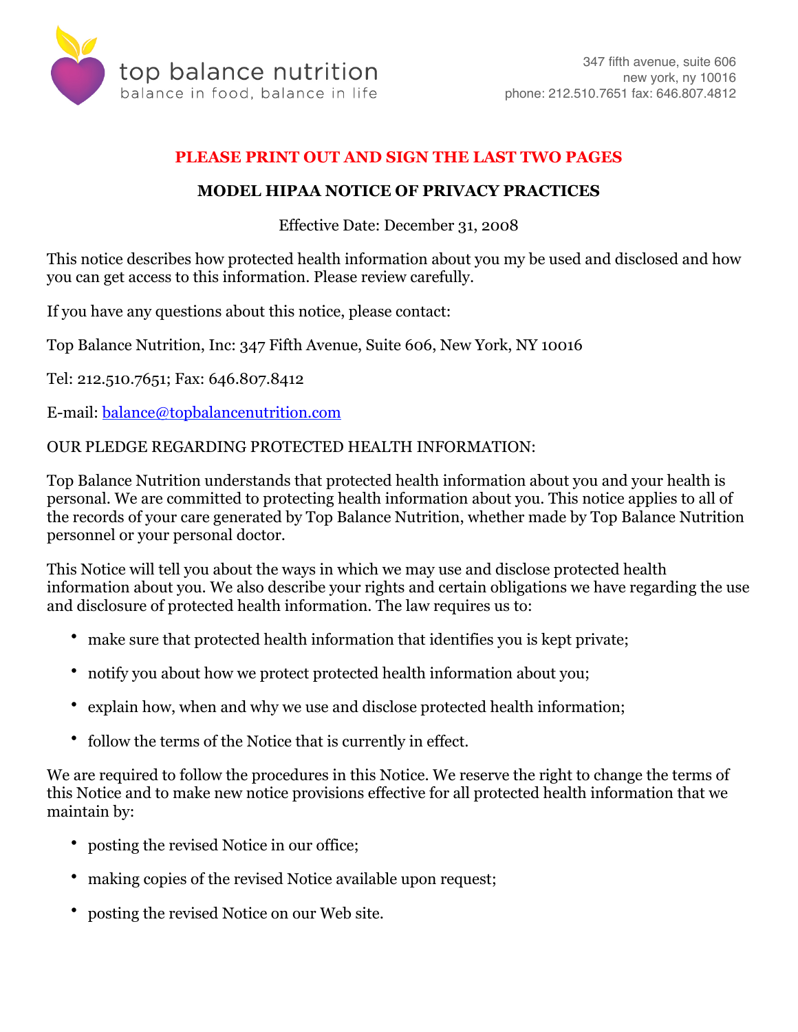top balance nutrition
balance in food, balance in life

347 fifth avenue, suite 606
new york, ny 10016
phone: 212.510.7651 fax: 646.807.4812

**PLEASE PRINT OUT AND SIGN THE LAST TWO PAGES**

# MODEL HIPAA NOTICE OF PRIVACY PRACTICES

Effective Date: December 31, 2008

This notice describes how protected health information about you my be used and disclosed and how you can get access to this information. Please review carefully.

If you have any questions about this notice, please contact:

Top Balance Nutrition, Inc: 347 Fifth Avenue, Suite 606, New York, NY 10016

Tel: 212.510.7651; Fax: 646.807.8412

E-mail: balance@topbalancenutrition.com

OUR PLEDGE REGARDING PROTECTED HEALTH INFORMATION:

Top Balance Nutrition understands that protected health information about you and your health is personal. We are committed to protecting health information about you. This notice applies to all of the records of your care generated by Top Balance Nutrition, whether made by Top Balance Nutrition personnel or your personal doctor.

This Notice will tell you about the ways in which we may use and disclose protected health information about you. We also describe your rights and certain obligations we have regarding the use and disclosure of protected health information. The law requires us to:

- make sure that protected health information that identifies you is kept private;
- notify you about how we protect protected health information about you;
- explain how, when and why we use and disclose protected health information;
- follow the terms of the Notice that is currently in effect.

We are required to follow the procedures in this Notice. We reserve the right to change the terms of this Notice and to make new notice provisions effective for all protected health information that we maintain by:

- posting the revised Notice in our office;
- making copies of the revised Notice available upon request;
- posting the revised Notice on our Web site.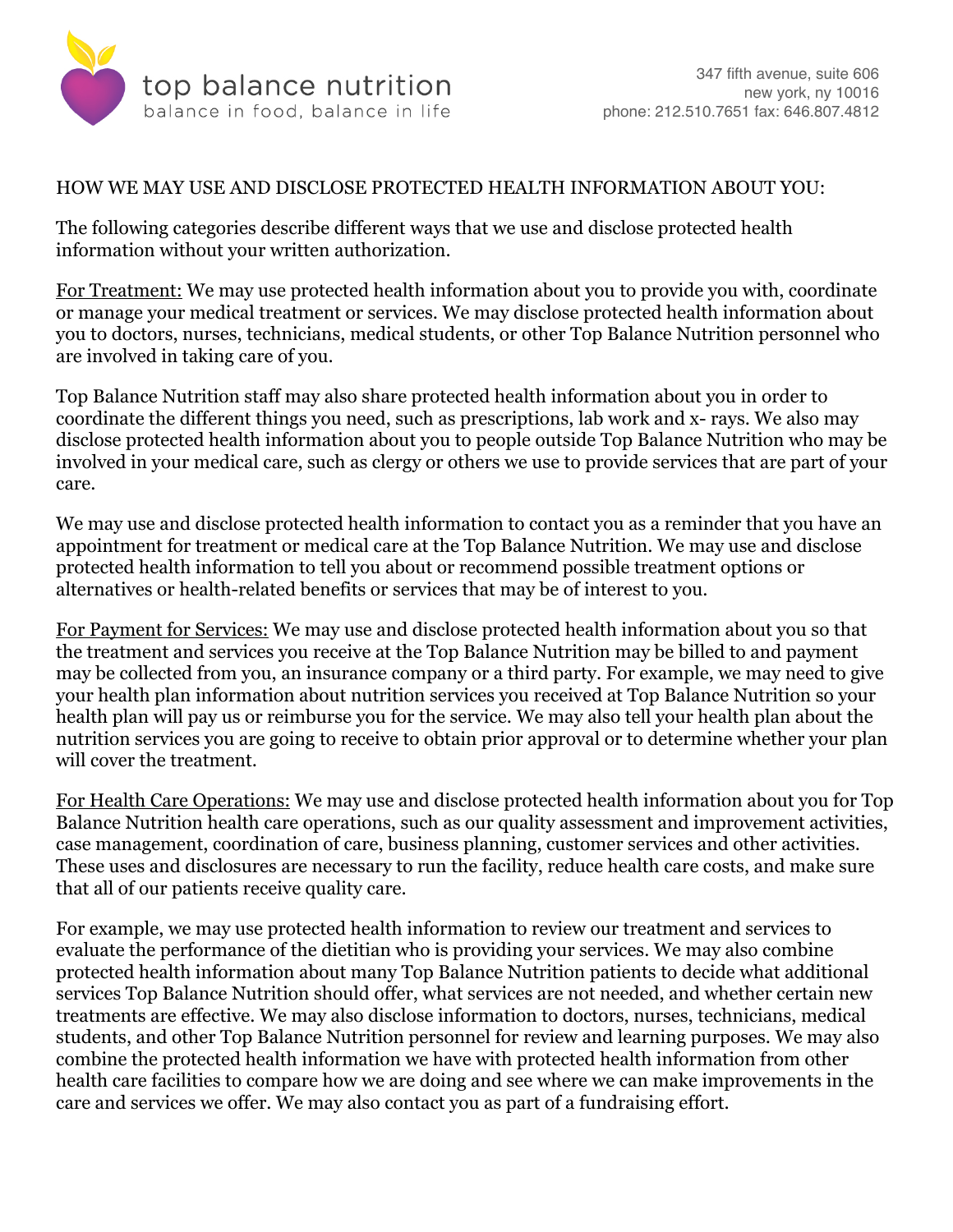HOW WE MAY USE AND DISCLOSE PROTECTED HEALTH INFORMATION ABOUT YOU:

The following categories describe different ways that we use and disclose protected health information without your written authorization.

For Treatment: We may use protected health information about you to provide you with, coordinate or manage your medical treatment or services. We may disclose protected health information about you to doctors, nurses, technicians, medical students, or other Top Balance Nutrition personnel who are involved in taking care of you.

Top Balance Nutrition staff may also share protected health information about you in order to coordinate the different things you need, such as prescriptions, lab work and x- rays. We also may disclose protected health information about you to people outside Top Balance Nutrition who may be involved in your medical care, such as clergy or others we use to provide services that are part of your care.

We may use and disclose protected health information to contact you as a reminder that you have an appointment for treatment or medical care at the Top Balance Nutrition. We may use and disclose protected health information to tell you about or recommend possible treatment options or alternatives or health-related benefits or services that may be of interest to you.

For Payment for Services: We may use and disclose protected health information about you so that the treatment and services you receive at the Top Balance Nutrition may be billed to and payment may be collected from you, an insurance company or a third party. For example, we may need to give your health plan information about nutrition services you received at Top Balance Nutrition so your health plan will pay us or reimburse you for the service. We may also tell your health plan about the nutrition services you are going to receive to obtain prior approval or to determine whether your plan will cover the treatment.

For Health Care Operations: We may use and disclose protected health information about you for Top Balance Nutrition health care operations, such as our quality assessment and improvement activities, case management, coordination of care, business planning, customer services and other activities. These uses and disclosures are necessary to run the facility, reduce health care costs, and make sure that all of our patients receive quality care.

For example, we may use protected health information to review our treatment and services to evaluate the performance of the dietitian who is providing your services. We may also combine protected health information about many Top Balance Nutrition patients to decide what additional services Top Balance Nutrition should offer, what services are not needed, and whether certain new treatments are effective. We may also disclose information to doctors, nurses, technicians, medical students, and other Top Balance Nutrition personnel for review and learning purposes. We may also combine the protected health information we have with protected health information from other health care facilities to compare how we are doing and see where we can make improvements in the care and services we offer. We may also contact you as part of a fundraising effort.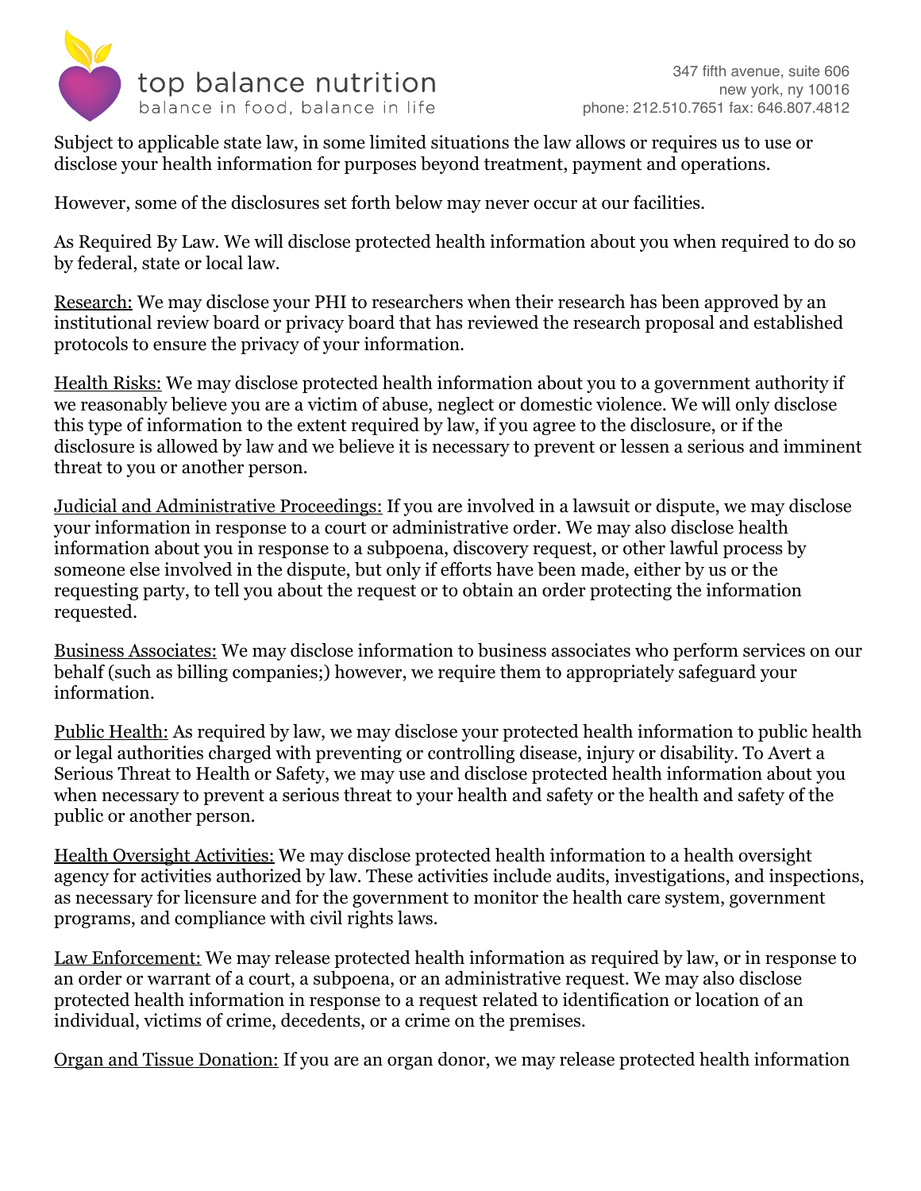Subject to applicable state law, in some limited situations the law allows or requires us to use or disclose your health information for purposes beyond treatment, payment and operations.

However, some of the disclosures set forth below may never occur at our facilities.

As Required By Law. We will disclose protected health information about you when required to do so by federal, state or local law.

Research: We may disclose your PHI to researchers when their research has been approved by an institutional review board or privacy board that has reviewed the research proposal and established protocols to ensure the privacy of your information.

Health Risks: We may disclose protected health information about you to a government authority if we reasonably believe you are a victim of abuse, neglect or domestic violence. We will only disclose this type of information to the extent required by law, if you agree to the disclosure, or if the disclosure is allowed by law and we believe it is necessary to prevent or lessen a serious and imminent threat to you or another person.

Judicial and Administrative Proceedings: If you are involved in a lawsuit or dispute, we may disclose your information in response to a court or administrative order. We may also disclose health information about you in response to a subpoena, discovery request, or other lawful process by someone else involved in the dispute, but only if efforts have been made, either by us or the requesting party, to tell you about the request or to obtain an order protecting the information requested.

Business Associates: We may disclose information to business associates who perform services on our behalf (such as billing companies;) however, we require them to appropriately safeguard your information.

Public Health: As required by law, we may disclose your protected health information to public health or legal authorities charged with preventing or controlling disease, injury or disability. To Avert a Serious Threat to Health or Safety, we may use and disclose protected health information about you when necessary to prevent a serious threat to your health and safety or the health and safety of the public or another person.

Health Oversight Activities: We may disclose protected health information to a health oversight agency for activities authorized by law. These activities include audits, investigations, and inspections, as necessary for licensure and for the government to monitor the health care system, government programs, and compliance with civil rights laws.

Law Enforcement: We may release protected health information as required by law, or in response to an order or warrant of a court, a subpoena, or an administrative request. We may also disclose protected health information in response to a request related to identification or location of an individual, victims of crime, decedents, or a crime on the premises.

Organ and Tissue Donation: If you are an organ donor, we may release protected health information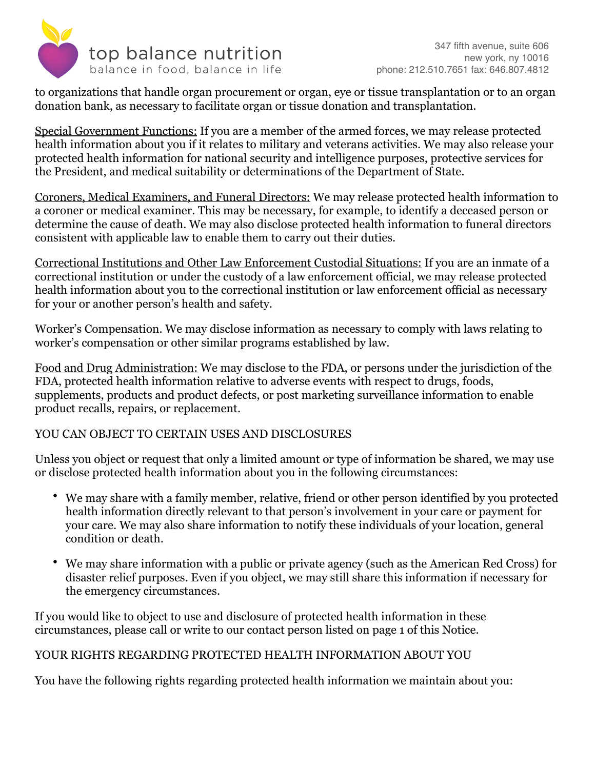to organizations that handle organ procurement or organ, eye or tissue transplantation or to an organ donation bank, as necessary to facilitate organ or tissue donation and transplantation.

Special Government Functions: If you are a member of the armed forces, we may release protected health information about you if it relates to military and veterans activities. We may also release your protected health information for national security and intelligence purposes, protective services for the President, and medical suitability or determinations of the Department of State.

Coroners, Medical Examiners, and Funeral Directors: We may release protected health information to a coroner or medical examiner. This may be necessary, for example, to identify a deceased person or determine the cause of death. We may also disclose protected health information to funeral directors consistent with applicable law to enable them to carry out their duties.

Correctional Institutions and Other Law Enforcement Custodial Situations: If you are an inmate of a correctional institution or under the custody of a law enforcement official, we may release protected health information about you to the correctional institution or law enforcement official as necessary for your or another person's health and safety.

Worker's Compensation. We may disclose information as necessary to comply with laws relating to worker's compensation or other similar programs established by law.

Food and Drug Administration: We may disclose to the FDA, or persons under the jurisdiction of the FDA, protected health information relative to adverse events with respect to drugs, foods, supplements, products and product defects, or post marketing surveillance information to enable product recalls, repairs, or replacement.

## YOU CAN OBJECT TO CERTAIN USES AND DISCLOSURES

Unless you object or request that only a limited amount or type of information be shared, we may use or disclose protected health information about you in the following circumstances:

- We may share with a family member, relative, friend or other person identified by you protected health information directly relevant to that person's involvement in your care or payment for your care. We may also share information to notify these individuals of your location, general condition or death.
- We may share information with a public or private agency (such as the American Red Cross) for disaster relief purposes. Even if you object, we may still share this information if necessary for the emergency circumstances.

If you would like to object to use and disclosure of protected health information in these circumstances, please call or write to our contact person listed on page 1 of this Notice.

## YOUR RIGHTS REGARDING PROTECTED HEALTH INFORMATION ABOUT YOU

You have the following rights regarding protected health information we maintain about you: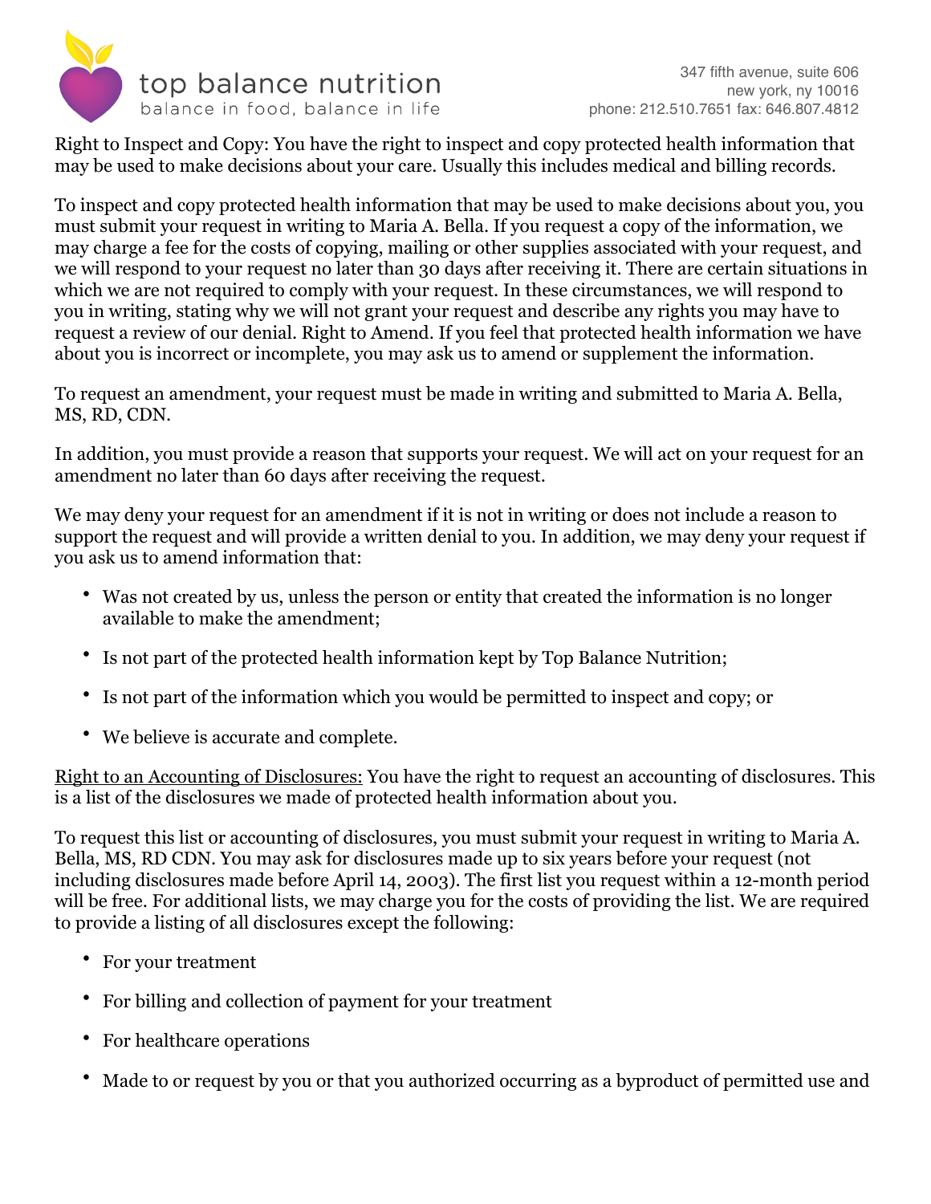Right to Inspect and Copy: You have the right to inspect and copy protected health information that may be used to make decisions about your care. Usually this includes medical and billing records.

To inspect and copy protected health information that may be used to make decisions about you, you must submit your request in writing to Maria A. Bella. If you request a copy of the information, we may charge a fee for the costs of copying, mailing or other supplies associated with your request, and we will respond to your request no later than 30 days after receiving it. There are certain situations in which we are not required to comply with your request. In these circumstances, we will respond to you in writing, stating why we will not grant your request and describe any rights you may have to request a review of our denial. Right to Amend. If you feel that protected health information we have about you is incorrect or incomplete, you may ask us to amend or supplement the information.

To request an amendment, your request must be made in writing and submitted to Maria A. Bella, MS, RD, CDN.

In addition, you must provide a reason that supports your request. We will act on your request for an amendment no later than 60 days after receiving the request.

We may deny your request for an amendment if it is not in writing or does not include a reason to support the request and will provide a written denial to you. In addition, we may deny your request if you ask us to amend information that:

- Was not created by us, unless the person or entity that created the information is no longer available to make the amendment;
- Is not part of the protected health information kept by Top Balance Nutrition;
- Is not part of the information which you would be permitted to inspect and copy; or
- We believe is accurate and complete.

Right to an Accounting of Disclosures: You have the right to request an accounting of disclosures. This is a list of the disclosures we made of protected health information about you.

To request this list or accounting of disclosures, you must submit your request in writing to Maria A. Bella, MS, RD CDN. You may ask for disclosures made up to six years before your request (not including disclosures made before April 14, 2003). The first list you request within a 12-month period will be free. For additional lists, we may charge you for the costs of providing the list. We are required to provide a listing of all disclosures except the following:

- For your treatment
- For billing and collection of payment for your treatment
- For healthcare operations
- Made to or request by you or that you authorized occurring as a byproduct of permitted use and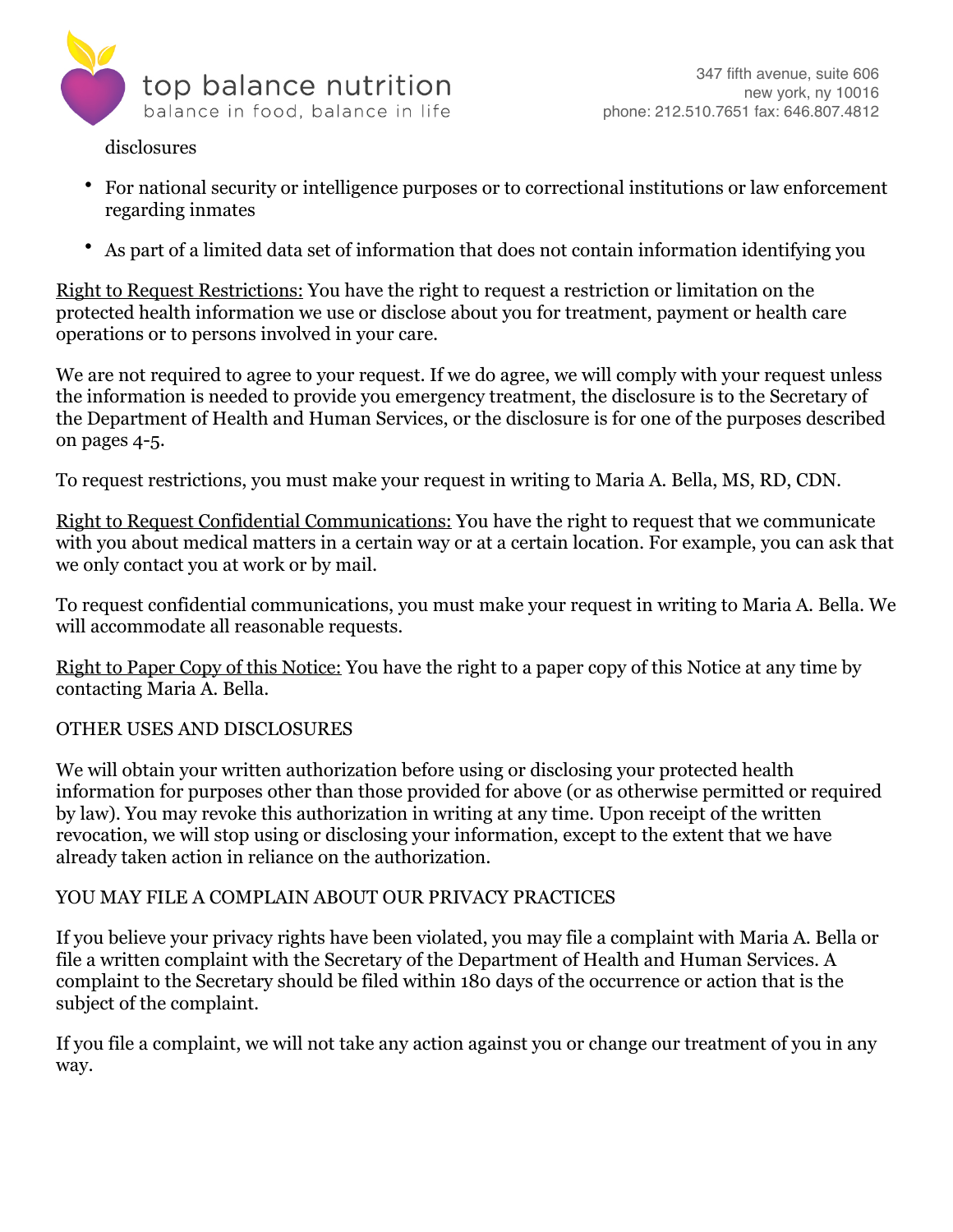disclosures

- For national security or intelligence purposes or to correctional institutions or law enforcement regarding inmates
- As part of a limited data set of information that does not contain information identifying you

Right to Request Restrictions: You have the right to request a restriction or limitation on the protected health information we use or disclose about you for treatment, payment or health care operations or to persons involved in your care.

We are not required to agree to your request. If we do agree, we will comply with your request unless the information is needed to provide you emergency treatment, the disclosure is to the Secretary of the Department of Health and Human Services, or the disclosure is for one of the purposes described on pages 4-5.

To request restrictions, you must make your request in writing to Maria A. Bella, MS, RD, CDN.

Right to Request Confidential Communications: You have the right to request that we communicate with you about medical matters in a certain way or at a certain location. For example, you can ask that we only contact you at work or by mail.

To request confidential communications, you must make your request in writing to Maria A. Bella. We will accommodate all reasonable requests.

Right to Paper Copy of this Notice: You have the right to a paper copy of this Notice at any time by contacting Maria A. Bella.

OTHER USES AND DISCLOSURES

We will obtain your written authorization before using or disclosing your protected health information for purposes other than those provided for above (or as otherwise permitted or required by law). You may revoke this authorization in writing at any time. Upon receipt of the written revocation, we will stop using or disclosing your information, except to the extent that we have already taken action in reliance on the authorization.

YOU MAY FILE A COMPLAIN ABOUT OUR PRIVACY PRACTICES

If you believe your privacy rights have been violated, you may file a complaint with Maria A. Bella or file a written complaint with the Secretary of the Department of Health and Human Services. A complaint to the Secretary should be filed within 180 days of the occurrence or action that is the subject of the complaint.

If you file a complaint, we will not take any action against you or change our treatment of you in any way.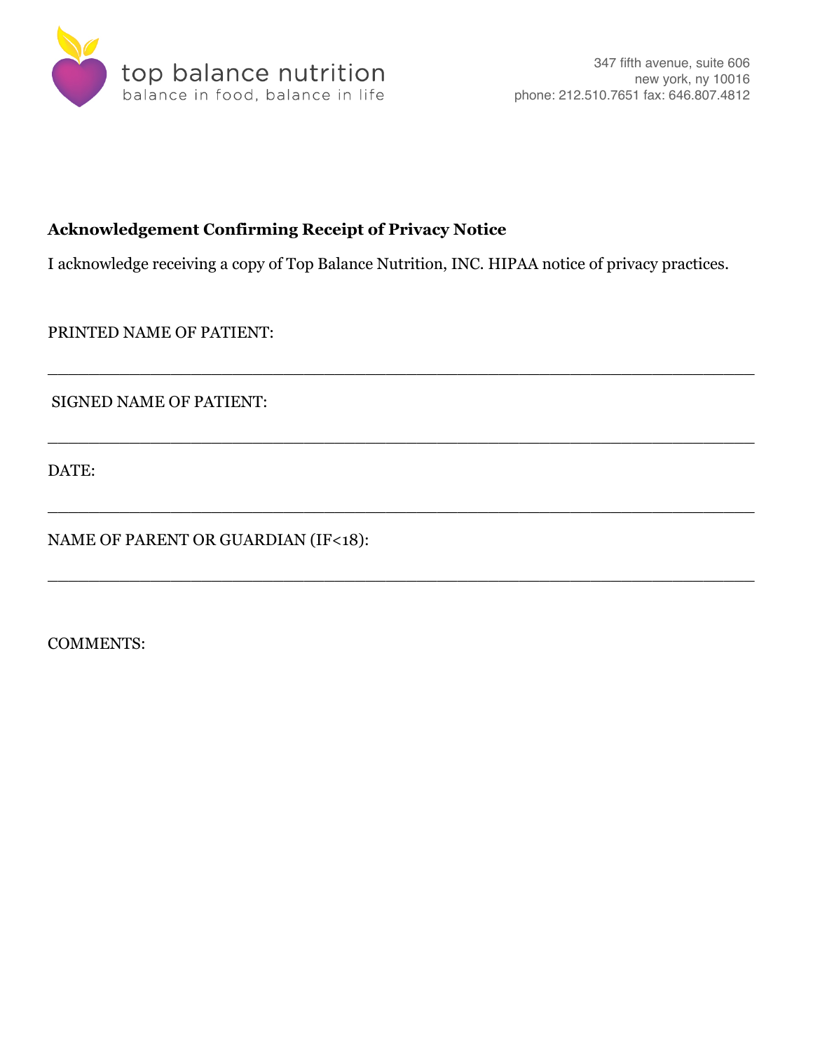top balance nutrition
balance in food, balance in life

347 fifth avenue, suite 606
new york, ny 10016
phone: 212.510.7651 fax: 646.807.4812

**Acknowledgement Confirming Receipt of Privacy Notice**

I acknowledge receiving a copy of Top Balance Nutrition, INC. HIPAA notice of privacy practices.

PRINTED NAME OF PATIENT:

_______________________________________________________________

SIGNED NAME OF PATIENT:

_______________________________________________________________

DATE:

_______________________________________________________________

NAME OF PARENT OR GUARDIAN (IF<18):

_______________________________________________________________

COMMENTS: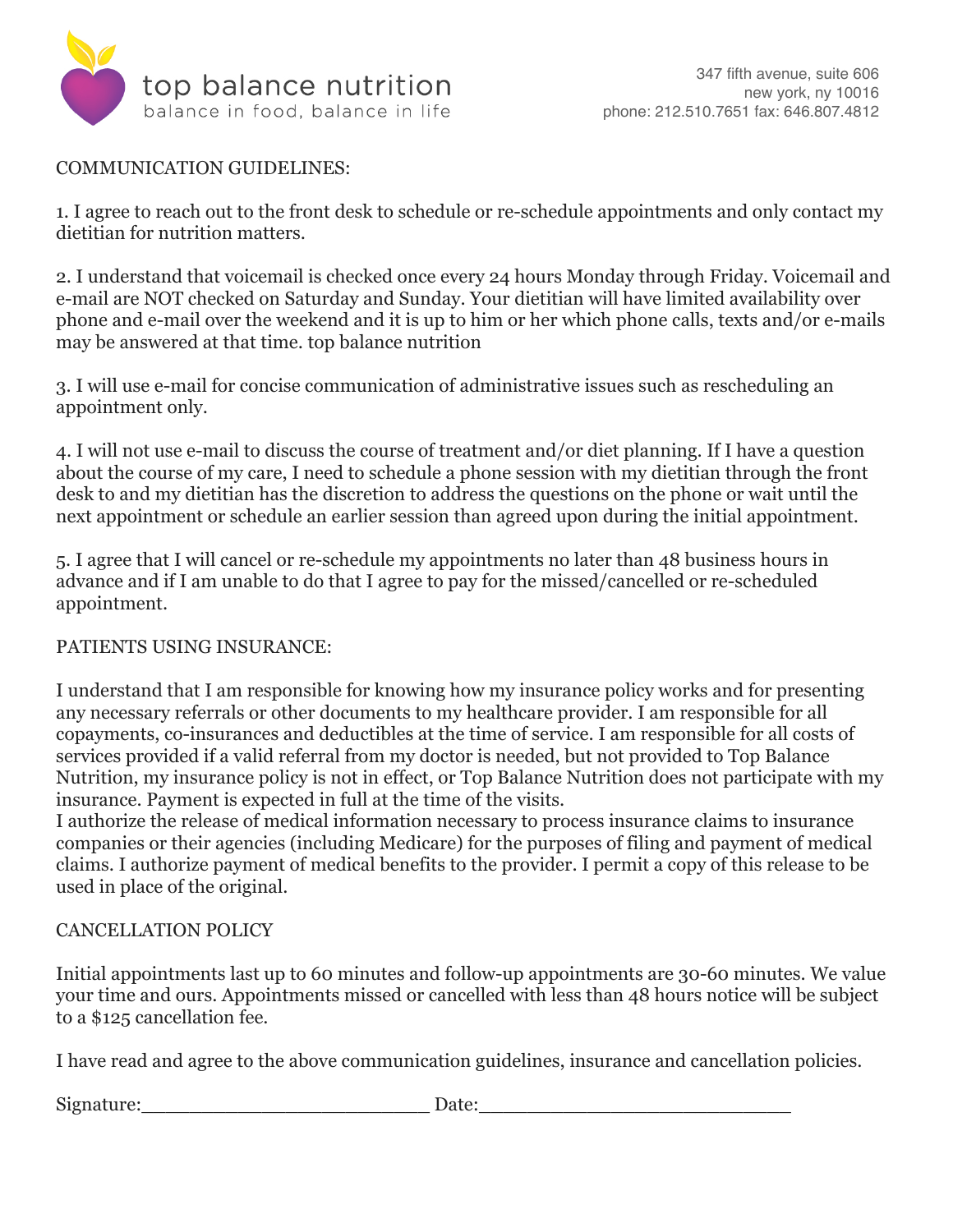top balance nutrition
balance in food, balance in life

347 fifth avenue, suite 606
new york, ny 10016
phone: 212.510.7651 fax: 646.807.4812

COMMUNICATION GUIDELINES:

1. I agree to reach out to the front desk to schedule or re-schedule appointments and only contact my dietitian for nutrition matters.

2. I understand that voicemail is checked once every 24 hours Monday through Friday. Voicemail and e-mail are NOT checked on Saturday and Sunday. Your dietitian will have limited availability over phone and e-mail over the weekend and it is up to him or her which phone calls, texts and/or e-mails may be answered at that time. top balance nutrition

3. I will use e-mail for concise communication of administrative issues such as rescheduling an appointment only.

4. I will not use e-mail to discuss the course of treatment and/or diet planning. If I have a question about the course of my care, I need to schedule a phone session with my dietitian through the front desk to and my dietitian has the discretion to address the questions on the phone or wait until the next appointment or schedule an earlier session than agreed upon during the initial appointment.

5. I agree that I will cancel or re-schedule my appointments no later than 48 business hours in advance and if I am unable to do that I agree to pay for the missed/cancelled or re-scheduled appointment.

PATIENTS USING INSURANCE:

I understand that I am responsible for knowing how my insurance policy works and for presenting any necessary referrals or other documents to my healthcare provider. I am responsible for all copayments, co-insurances and deductibles at the time of service. I am responsible for all costs of services provided if a valid referral from my doctor is needed, but not provided to Top Balance Nutrition, my insurance policy is not in effect, or Top Balance Nutrition does not participate with my insurance. Payment is expected in full at the time of the visits.
I authorize the release of medical information necessary to process insurance claims to insurance companies or their agencies (including Medicare) for the purposes of filing and payment of medical claims. I authorize payment of medical benefits to the provider. I permit a copy of this release to be used in place of the original.

CANCELLATION POLICY

Initial appointments last up to 60 minutes and follow-up appointments are 30-60 minutes. We value your time and ours. Appointments missed or cancelled with less than 48 hours notice will be subject to a $125 cancellation fee.

I have read and agree to the above communication guidelines, insurance and cancellation policies.

Signature:_________________________ Date:___________________________